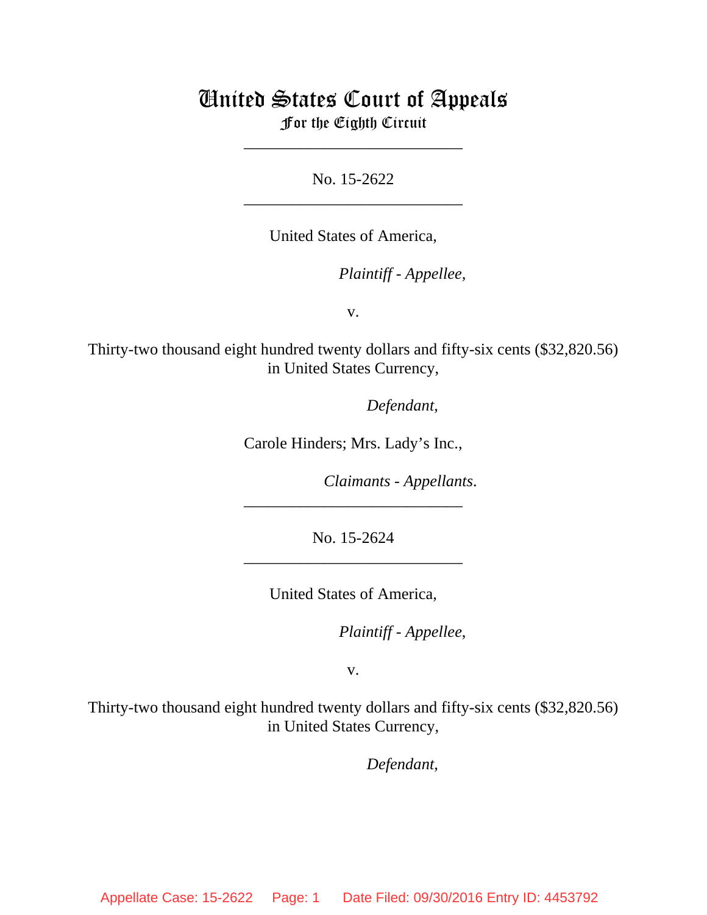# United States Court of Appeals
## For the Eighth Circuit

---

No. 15-2622

---

United States of America,

*Plaintiff - Appellee,*

v.

Thirty-two thousand eight hundred twenty dollars and fifty-six cents ($32,820.56) in United States Currency,

*Defendant,*

Carole Hinders; Mrs. Lady's Inc.,

*Claimants - Appellants.*

---

No. 15-2624

---

United States of America,

*Plaintiff - Appellee,*

v.

Thirty-two thousand eight hundred twenty dollars and fifty-six cents ($32,820.56) in United States Currency,

*Defendant,*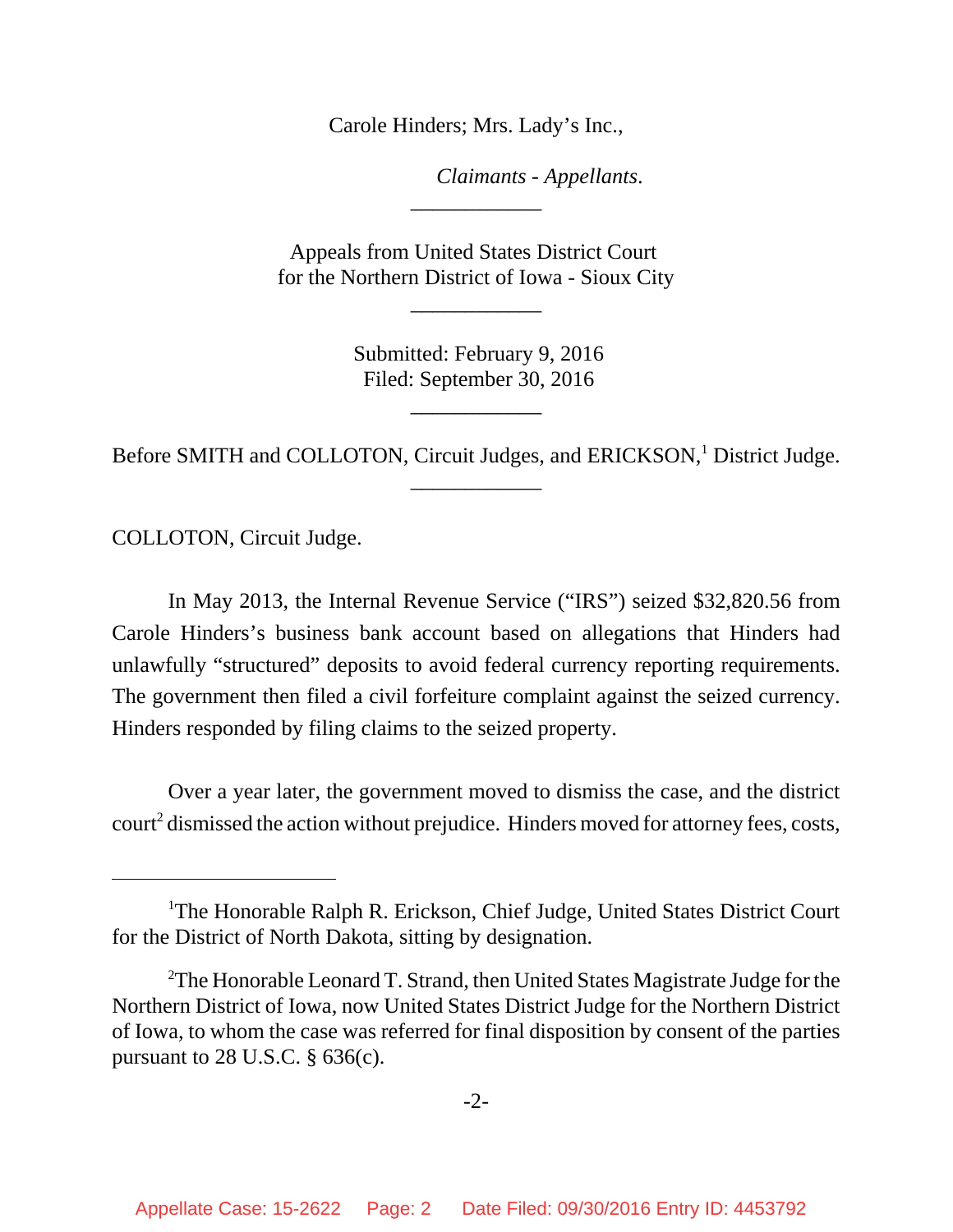Carole Hinders; Mrs. Lady's Inc.,

*Claimants - Appellants.*

---

Appeals from United States District Court
for the Northern District of Iowa - Sioux City

---

Submitted: February 9, 2016
Filed: September 30, 2016

---

Before SMITH and COLLOTON, Circuit Judges, and ERICKSON,[1] District Judge.

---

COLLOTON, Circuit Judge.

In May 2013, the Internal Revenue Service ("IRS") seized $32,820.56 from Carole Hinders's business bank account based on allegations that Hinders had unlawfully "structured" deposits to avoid federal currency reporting requirements. The government then filed a civil forfeiture complaint against the seized currency. Hinders responded by filing claims to the seized property.

Over a year later, the government moved to dismiss the case, and the district court[2] dismissed the action without prejudice. Hinders moved for attorney fees, costs,

---

[1]The Honorable Ralph R. Erickson, Chief Judge, United States District Court for the District of North Dakota, sitting by designation.

[2]The Honorable Leonard T. Strand, then United States Magistrate Judge for the Northern District of Iowa, now United States District Judge for the Northern District of Iowa, to whom the case was referred for final disposition by consent of the parties pursuant to 28 U.S.C. § 636(c).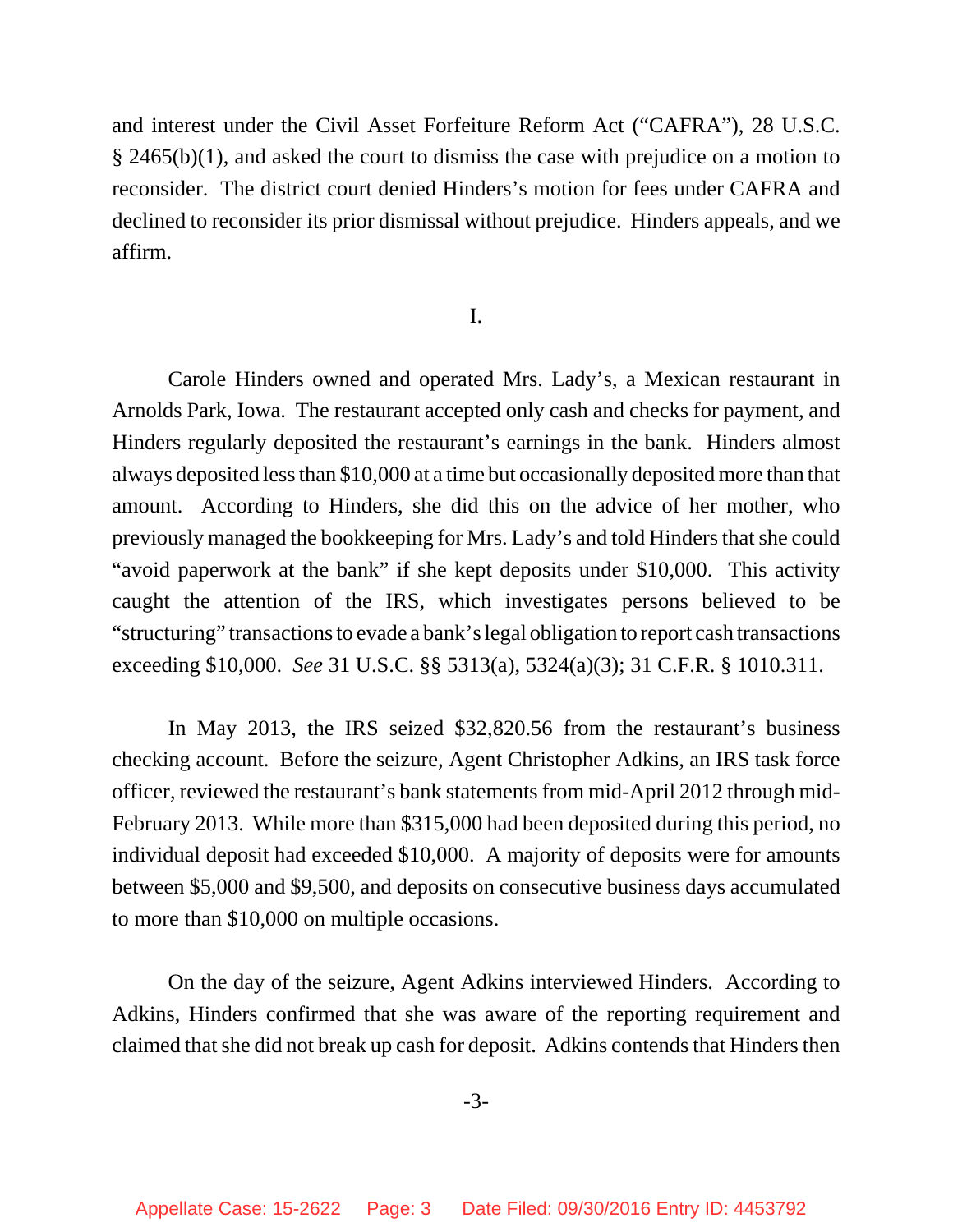and interest under the Civil Asset Forfeiture Reform Act ("CAFRA"), 28 U.S.C. § 2465(b)(1), and asked the court to dismiss the case with prejudice on a motion to reconsider. The district court denied Hinders's motion for fees under CAFRA and declined to reconsider its prior dismissal without prejudice. Hinders appeals, and we affirm.

I.

Carole Hinders owned and operated Mrs. Lady's, a Mexican restaurant in Arnolds Park, Iowa. The restaurant accepted only cash and checks for payment, and Hinders regularly deposited the restaurant's earnings in the bank. Hinders almost always deposited less than $10,000 at a time but occasionally deposited more than that amount. According to Hinders, she did this on the advice of her mother, who previously managed the bookkeeping for Mrs. Lady's and told Hinders that she could "avoid paperwork at the bank" if she kept deposits under $10,000. This activity caught the attention of the IRS, which investigates persons believed to be "structuring" transactions to evade a bank's legal obligation to report cash transactions exceeding $10,000. *See* 31 U.S.C. §§ 5313(a), 5324(a)(3); 31 C.F.R. § 1010.311.

In May 2013, the IRS seized $32,820.56 from the restaurant's business checking account. Before the seizure, Agent Christopher Adkins, an IRS task force officer, reviewed the restaurant's bank statements from mid-April 2012 through mid-February 2013. While more than $315,000 had been deposited during this period, no individual deposit had exceeded $10,000. A majority of deposits were for amounts between $5,000 and $9,500, and deposits on consecutive business days accumulated to more than $10,000 on multiple occasions.

On the day of the seizure, Agent Adkins interviewed Hinders. According to Adkins, Hinders confirmed that she was aware of the reporting requirement and claimed that she did not break up cash for deposit. Adkins contends that Hinders then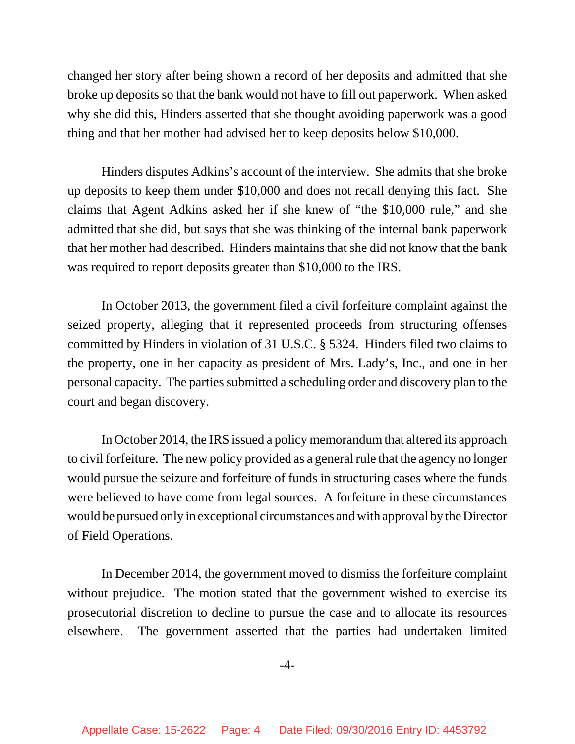changed her story after being shown a record of her deposits and admitted that she broke up deposits so that the bank would not have to fill out paperwork. When asked why she did this, Hinders asserted that she thought avoiding paperwork was a good thing and that her mother had advised her to keep deposits below $10,000.

Hinders disputes Adkins's account of the interview. She admits that she broke up deposits to keep them under $10,000 and does not recall denying this fact. She claims that Agent Adkins asked her if she knew of "the $10,000 rule," and she admitted that she did, but says that she was thinking of the internal bank paperwork that her mother had described. Hinders maintains that she did not know that the bank was required to report deposits greater than $10,000 to the IRS.

In October 2013, the government filed a civil forfeiture complaint against the seized property, alleging that it represented proceeds from structuring offenses committed by Hinders in violation of 31 U.S.C. § 5324. Hinders filed two claims to the property, one in her capacity as president of Mrs. Lady's, Inc., and one in her personal capacity. The parties submitted a scheduling order and discovery plan to the court and began discovery.

In October 2014, the IRS issued a policy memorandum that altered its approach to civil forfeiture. The new policy provided as a general rule that the agency no longer would pursue the seizure and forfeiture of funds in structuring cases where the funds were believed to have come from legal sources. A forfeiture in these circumstances would be pursued only in exceptional circumstances and with approval by the Director of Field Operations.

In December 2014, the government moved to dismiss the forfeiture complaint without prejudice. The motion stated that the government wished to exercise its prosecutorial discretion to decline to pursue the case and to allocate its resources elsewhere. The government asserted that the parties had undertaken limited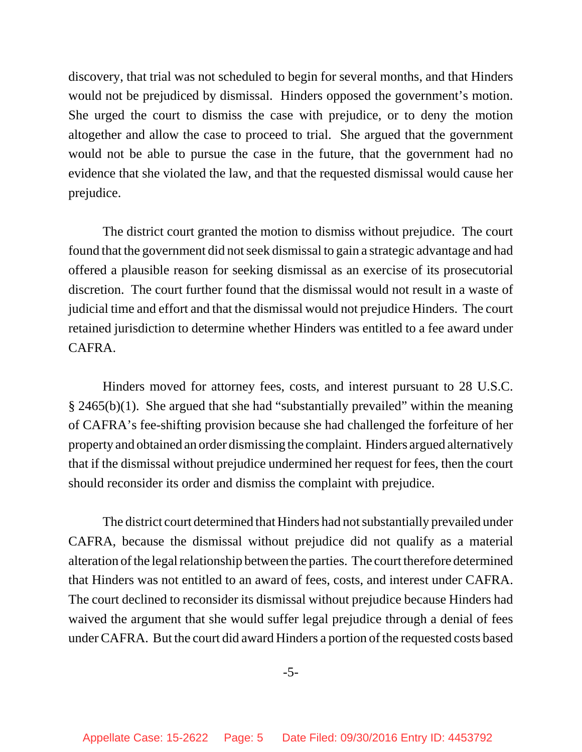discovery, that trial was not scheduled to begin for several months, and that Hinders would not be prejudiced by dismissal. Hinders opposed the government's motion. She urged the court to dismiss the case with prejudice, or to deny the motion altogether and allow the case to proceed to trial. She argued that the government would not be able to pursue the case in the future, that the government had no evidence that she violated the law, and that the requested dismissal would cause her prejudice.

The district court granted the motion to dismiss without prejudice. The court found that the government did not seek dismissal to gain a strategic advantage and had offered a plausible reason for seeking dismissal as an exercise of its prosecutorial discretion. The court further found that the dismissal would not result in a waste of judicial time and effort and that the dismissal would not prejudice Hinders. The court retained jurisdiction to determine whether Hinders was entitled to a fee award under CAFRA.

Hinders moved for attorney fees, costs, and interest pursuant to 28 U.S.C. § 2465(b)(1). She argued that she had "substantially prevailed" within the meaning of CAFRA's fee-shifting provision because she had challenged the forfeiture of her property and obtained an order dismissing the complaint. Hinders argued alternatively that if the dismissal without prejudice undermined her request for fees, then the court should reconsider its order and dismiss the complaint with prejudice.

The district court determined that Hinders had not substantially prevailed under CAFRA, because the dismissal without prejudice did not qualify as a material alteration of the legal relationship between the parties. The court therefore determined that Hinders was not entitled to an award of fees, costs, and interest under CAFRA. The court declined to reconsider its dismissal without prejudice because Hinders had waived the argument that she would suffer legal prejudice through a denial of fees under CAFRA. But the court did award Hinders a portion of the requested costs based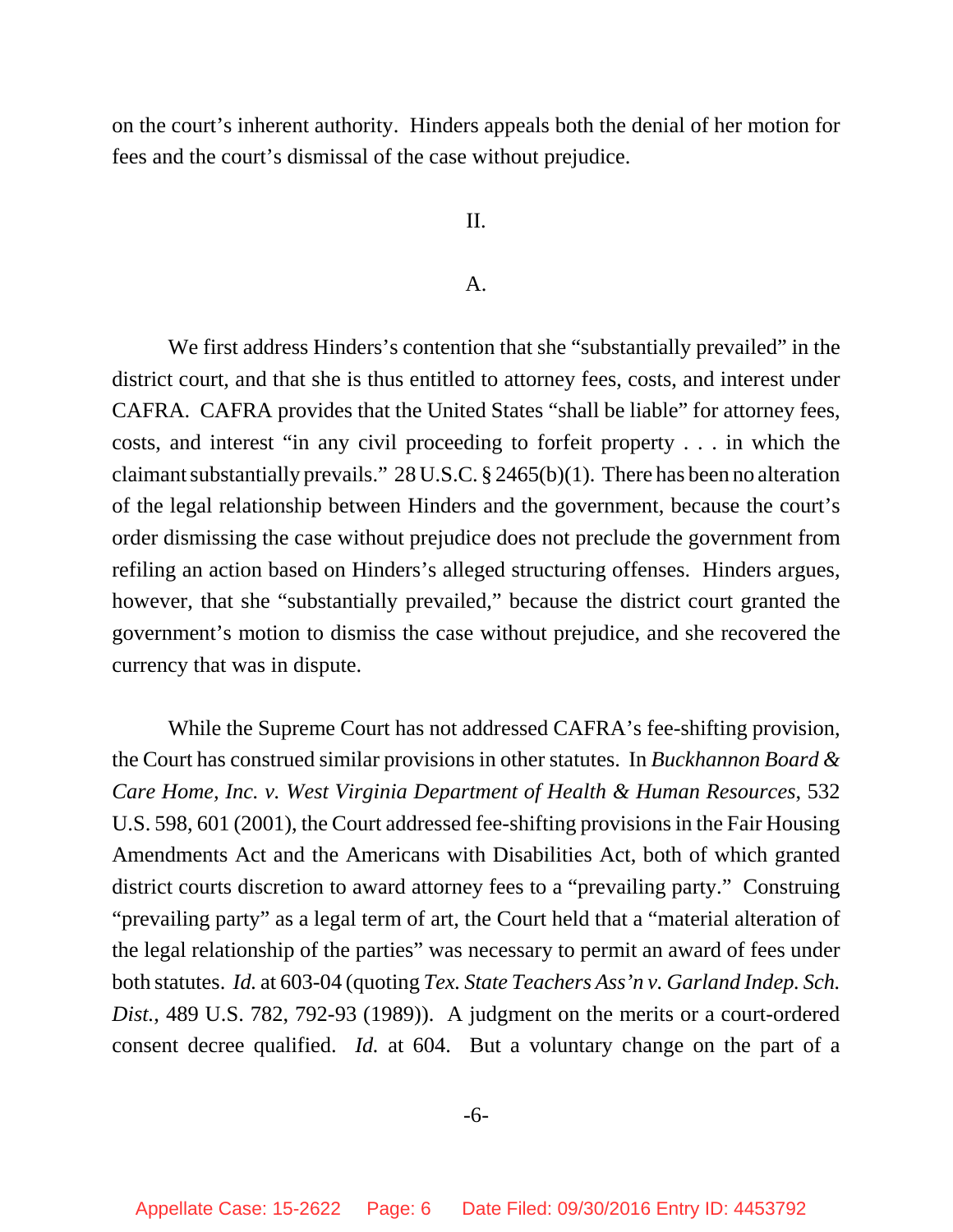on the court's inherent authority. Hinders appeals both the denial of her motion for fees and the court's dismissal of the case without prejudice.

## II.

### A.

We first address Hinders's contention that she "substantially prevailed" in the district court, and that she is thus entitled to attorney fees, costs, and interest under CAFRA. CAFRA provides that the United States "shall be liable" for attorney fees, costs, and interest "in any civil proceeding to forfeit property . . . in which the claimant substantially prevails." 28 U.S.C. § 2465(b)(1). There has been no alteration of the legal relationship between Hinders and the government, because the court's order dismissing the case without prejudice does not preclude the government from refiling an action based on Hinders's alleged structuring offenses. Hinders argues, however, that she "substantially prevailed," because the district court granted the government's motion to dismiss the case without prejudice, and she recovered the currency that was in dispute.

While the Supreme Court has not addressed CAFRA's fee-shifting provision, the Court has construed similar provisions in other statutes. In *Buckhannon Board & Care Home, Inc. v. West Virginia Department of Health & Human Resources*, 532 U.S. 598, 601 (2001), the Court addressed fee-shifting provisions in the Fair Housing Amendments Act and the Americans with Disabilities Act, both of which granted district courts discretion to award attorney fees to a "prevailing party." Construing "prevailing party" as a legal term of art, the Court held that a "material alteration of the legal relationship of the parties" was necessary to permit an award of fees under both statutes. *Id.* at 603-04 (quoting *Tex. State Teachers Ass'n v. Garland Indep. Sch. Dist.*, 489 U.S. 782, 792-93 (1989)). A judgment on the merits or a court-ordered consent decree qualified. *Id.* at 604. But a voluntary change on the part of a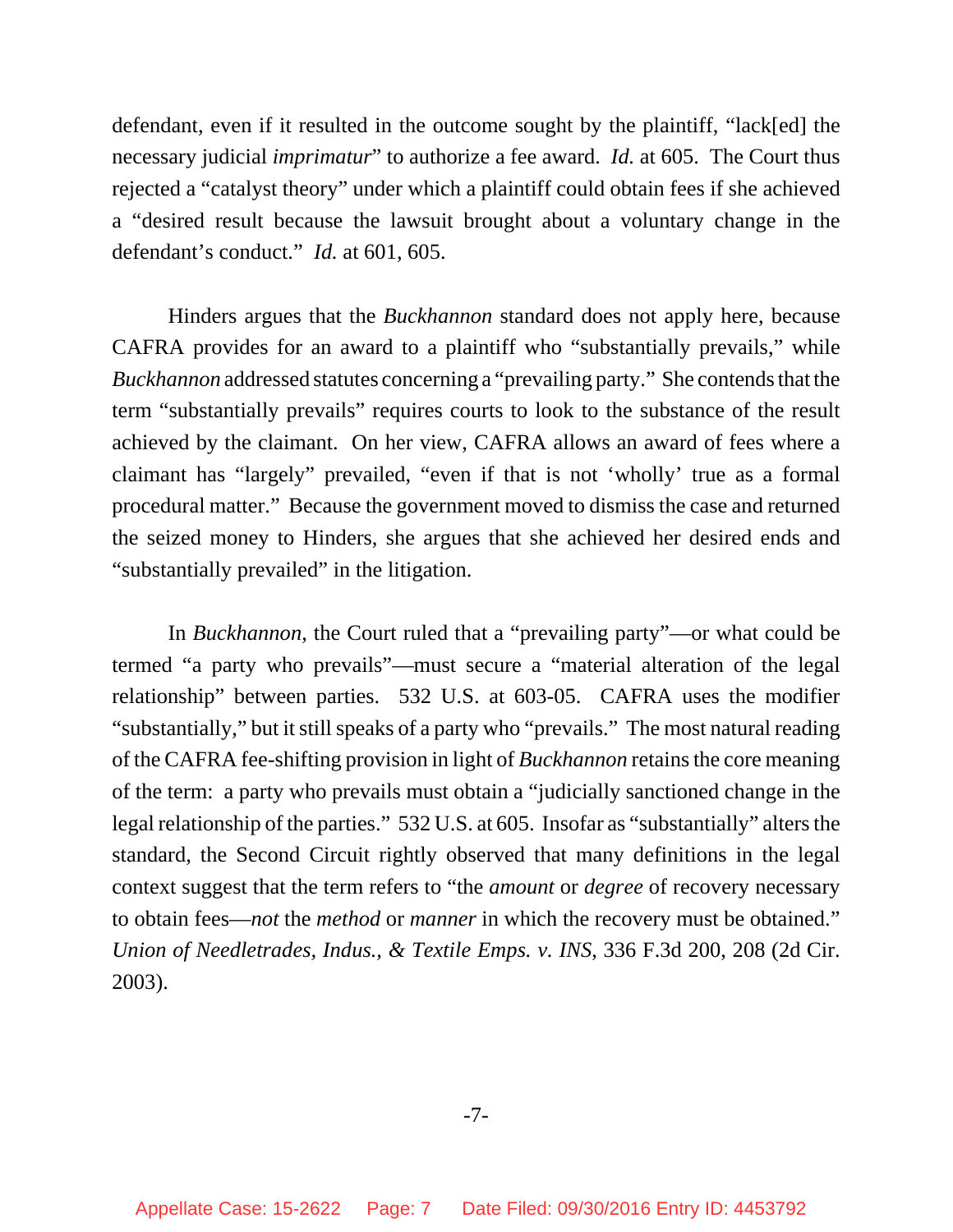defendant, even if it resulted in the outcome sought by the plaintiff, "lack[ed] the necessary judicial *imprimatur*" to authorize a fee award. *Id.* at 605. The Court thus rejected a "catalyst theory" under which a plaintiff could obtain fees if she achieved a "desired result because the lawsuit brought about a voluntary change in the defendant's conduct." *Id.* at 601, 605.

Hinders argues that the *Buckhannon* standard does not apply here, because CAFRA provides for an award to a plaintiff who "substantially prevails," while *Buckhannon* addressed statutes concerning a "prevailing party." She contends that the term "substantially prevails" requires courts to look to the substance of the result achieved by the claimant. On her view, CAFRA allows an award of fees where a claimant has "largely" prevailed, "even if that is not 'wholly' true as a formal procedural matter." Because the government moved to dismiss the case and returned the seized money to Hinders, she argues that she achieved her desired ends and "substantially prevailed" in the litigation.

In *Buckhannon*, the Court ruled that a "prevailing party"—or what could be termed "a party who prevails"—must secure a "material alteration of the legal relationship" between parties. 532 U.S. at 603-05. CAFRA uses the modifier "substantially," but it still speaks of a party who "prevails." The most natural reading of the CAFRA fee-shifting provision in light of *Buckhannon* retains the core meaning of the term: a party who prevails must obtain a "judicially sanctioned change in the legal relationship of the parties." 532 U.S. at 605. Insofar as "substantially" alters the standard, the Second Circuit rightly observed that many definitions in the legal context suggest that the term refers to "the *amount* or *degree* of recovery necessary to obtain fees—*not* the *method* or *manner* in which the recovery must be obtained." *Union of Needletrades, Indus., & Textile Emps. v. INS*, 336 F.3d 200, 208 (2d Cir. 2003).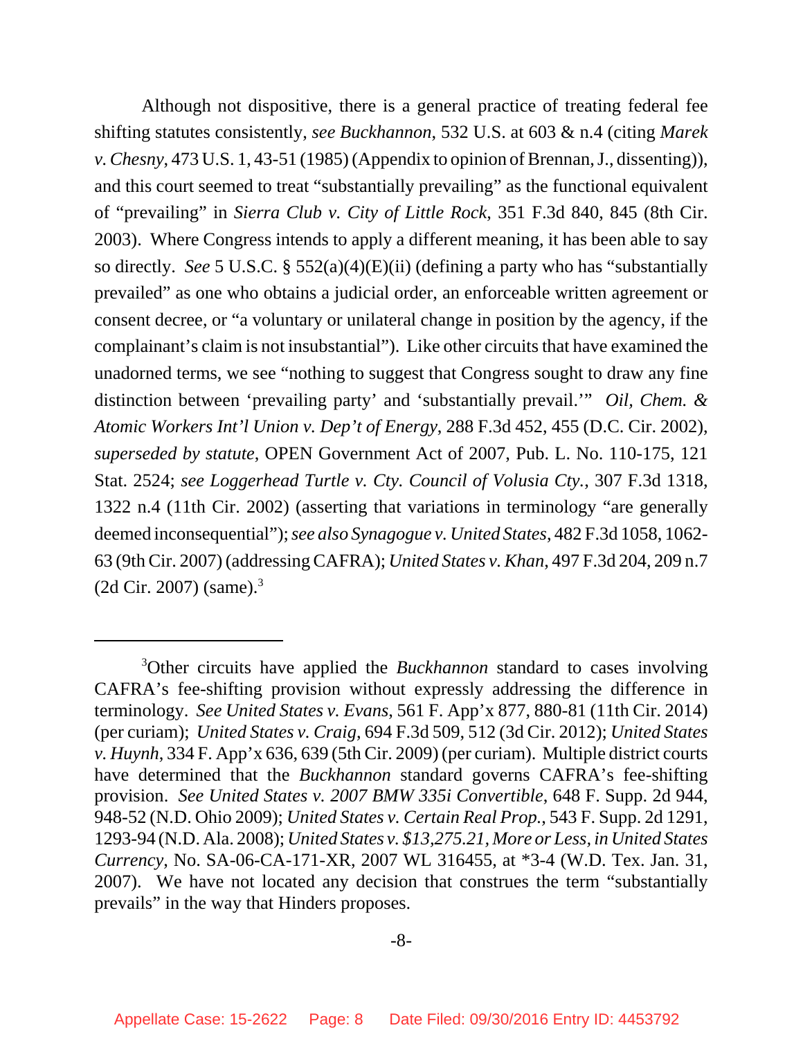Although not dispositive, there is a general practice of treating federal fee shifting statutes consistently, *see Buckhannon*, 532 U.S. at 603 & n.4 (citing *Marek v. Chesny*, 473 U.S. 1, 43-51 (1985) (Appendix to opinion of Brennan, J., dissenting)), and this court seemed to treat "substantially prevailing" as the functional equivalent of "prevailing" in *Sierra Club v. City of Little Rock*, 351 F.3d 840, 845 (8th Cir. 2003). Where Congress intends to apply a different meaning, it has been able to say so directly. *See* 5 U.S.C. § 552(a)(4)(E)(ii) (defining a party who has "substantially prevailed" as one who obtains a judicial order, an enforceable written agreement or consent decree, or "a voluntary or unilateral change in position by the agency, if the complainant's claim is not insubstantial"). Like other circuits that have examined the unadorned terms, we see "nothing to suggest that Congress sought to draw any fine distinction between 'prevailing party' and 'substantially prevail.'" *Oil, Chem. & Atomic Workers Int'l Union v. Dep't of Energy*, 288 F.3d 452, 455 (D.C. Cir. 2002), *superseded by statute*, OPEN Government Act of 2007, Pub. L. No. 110-175, 121 Stat. 2524; *see Loggerhead Turtle v. Cty. Council of Volusia Cty.*, 307 F.3d 1318, 1322 n.4 (11th Cir. 2002) (asserting that variations in terminology "are generally deemed inconsequential"); *see also Synagogue v. United States*, 482 F.3d 1058, 1062-63 (9th Cir. 2007) (addressing CAFRA); *United States v. Khan*, 497 F.3d 204, 209 n.7 (2d Cir. 2007) (same).[3]

---

[3]Other circuits have applied the *Buckhannon* standard to cases involving CAFRA's fee-shifting provision without expressly addressing the difference in terminology. *See United States v. Evans*, 561 F. App'x 877, 880-81 (11th Cir. 2014) (per curiam); *United States v. Craig*, 694 F.3d 509, 512 (3d Cir. 2012); *United States v. Huynh*, 334 F. App'x 636, 639 (5th Cir. 2009) (per curiam). Multiple district courts have determined that the *Buckhannon* standard governs CAFRA's fee-shifting provision. *See United States v. 2007 BMW 335i Convertible*, 648 F. Supp. 2d 944, 948-52 (N.D. Ohio 2009); *United States v. Certain Real Prop.*, 543 F. Supp. 2d 1291, 1293-94 (N.D. Ala. 2008); *United States v. $13,275.21, More or Less, in United States Currency*, No. SA-06-CA-171-XR, 2007 WL 316455, at *3-4 (W.D. Tex. Jan. 31, 2007). We have not located any decision that construes the term "substantially prevails" in the way that Hinders proposes.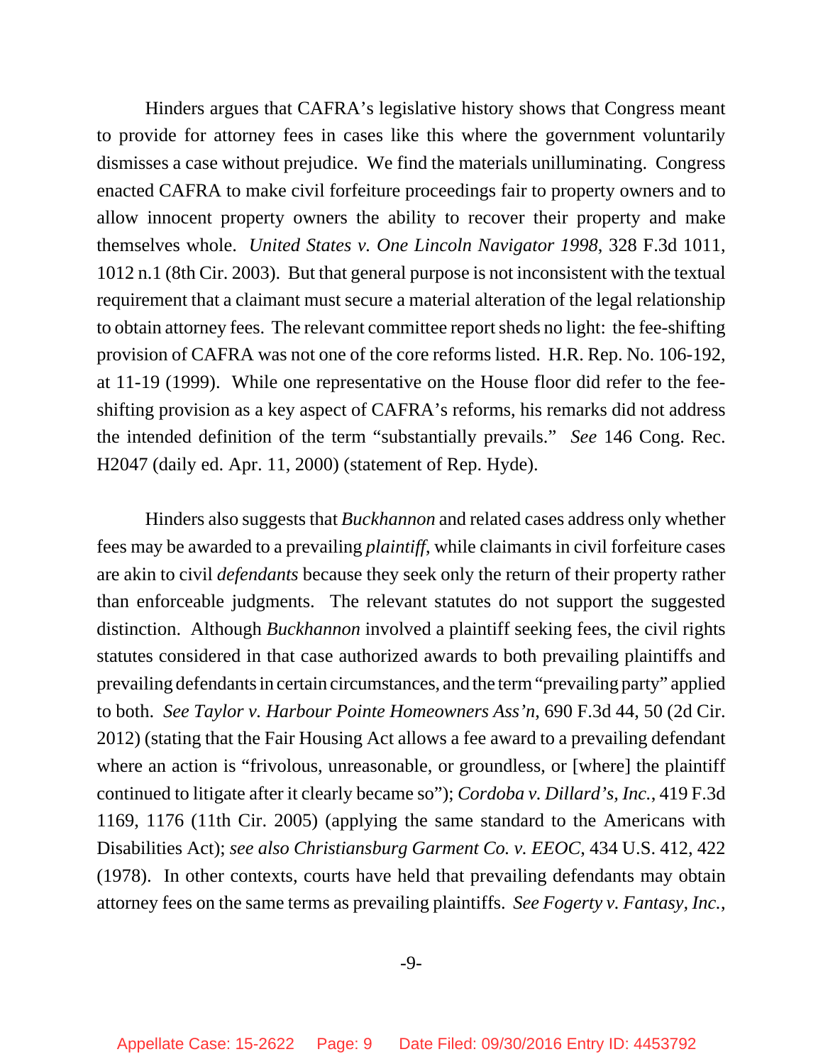Hinders argues that CAFRA's legislative history shows that Congress meant to provide for attorney fees in cases like this where the government voluntarily dismisses a case without prejudice. We find the materials unilluminating. Congress enacted CAFRA to make civil forfeiture proceedings fair to property owners and to allow innocent property owners the ability to recover their property and make themselves whole. *United States v. One Lincoln Navigator 1998*, 328 F.3d 1011, 1012 n.1 (8th Cir. 2003). But that general purpose is not inconsistent with the textual requirement that a claimant must secure a material alteration of the legal relationship to obtain attorney fees. The relevant committee report sheds no light: the fee-shifting provision of CAFRA was not one of the core reforms listed. H.R. Rep. No. 106-192, at 11-19 (1999). While one representative on the House floor did refer to the fee-shifting provision as a key aspect of CAFRA's reforms, his remarks did not address the intended definition of the term "substantially prevails." *See* 146 Cong. Rec. H2047 (daily ed. Apr. 11, 2000) (statement of Rep. Hyde).

Hinders also suggests that *Buckhannon* and related cases address only whether fees may be awarded to a prevailing *plaintiff*, while claimants in civil forfeiture cases are akin to civil *defendants* because they seek only the return of their property rather than enforceable judgments. The relevant statutes do not support the suggested distinction. Although *Buckhannon* involved a plaintiff seeking fees, the civil rights statutes considered in that case authorized awards to both prevailing plaintiffs and prevailing defendants in certain circumstances, and the term "prevailing party" applied to both. *See Taylor v. Harbour Pointe Homeowners Ass'n*, 690 F.3d 44, 50 (2d Cir. 2012) (stating that the Fair Housing Act allows a fee award to a prevailing defendant where an action is "frivolous, unreasonable, or groundless, or [where] the plaintiff continued to litigate after it clearly became so"); *Cordoba v. Dillard's, Inc.*, 419 F.3d 1169, 1176 (11th Cir. 2005) (applying the same standard to the Americans with Disabilities Act); *see also Christiansburg Garment Co. v. EEOC*, 434 U.S. 412, 422 (1978). In other contexts, courts have held that prevailing defendants may obtain attorney fees on the same terms as prevailing plaintiffs. *See Fogerty v. Fantasy, Inc.*,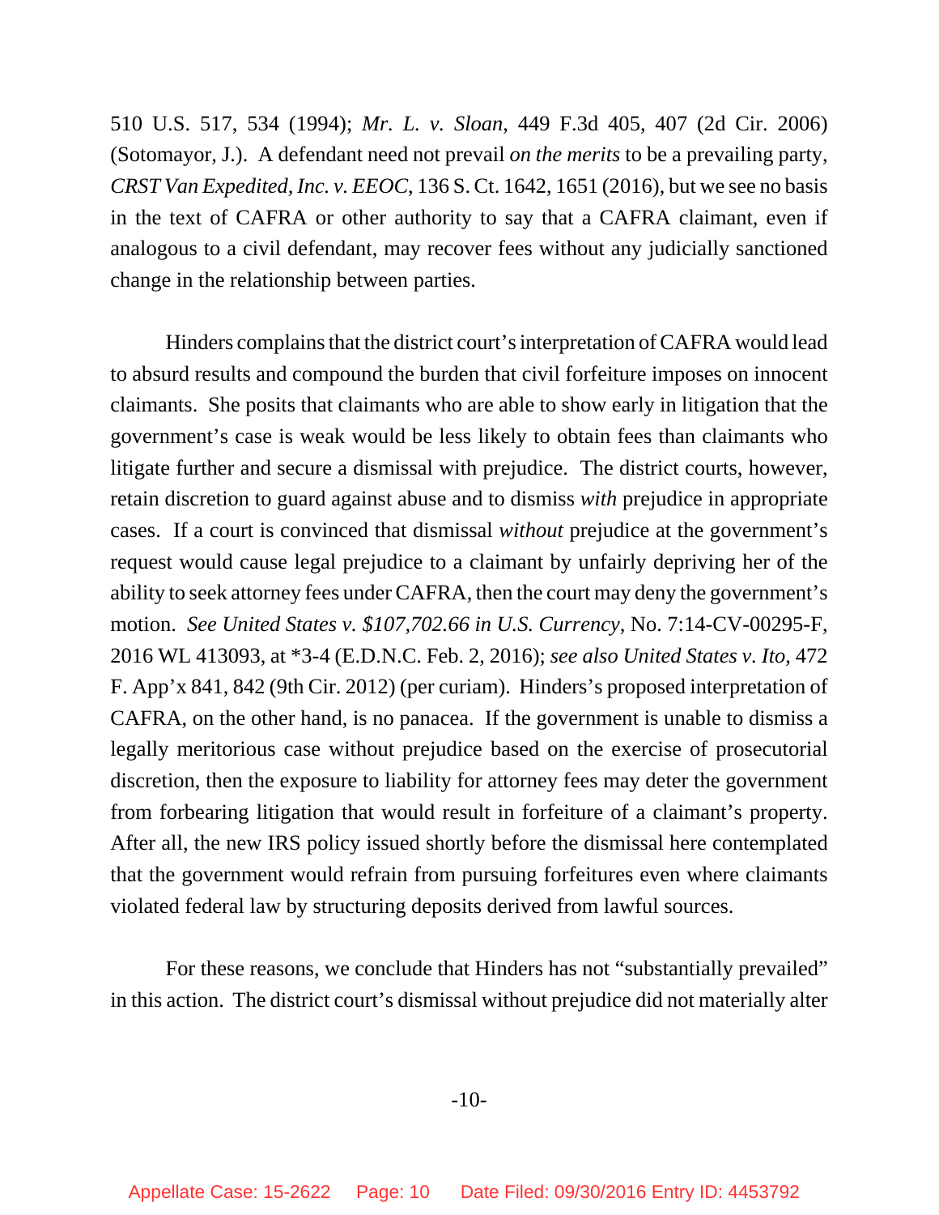510 U.S. 517, 534 (1994); *Mr. L. v. Sloan*, 449 F.3d 405, 407 (2d Cir. 2006) (Sotomayor, J.). A defendant need not prevail *on the merits* to be a prevailing party, *CRST Van Expedited, Inc. v. EEOC*, 136 S. Ct. 1642, 1651 (2016), but we see no basis in the text of CAFRA or other authority to say that a CAFRA claimant, even if analogous to a civil defendant, may recover fees without any judicially sanctioned change in the relationship between parties.

Hinders complains that the district court's interpretation of CAFRA would lead to absurd results and compound the burden that civil forfeiture imposes on innocent claimants. She posits that claimants who are able to show early in litigation that the government's case is weak would be less likely to obtain fees than claimants who litigate further and secure a dismissal with prejudice. The district courts, however, retain discretion to guard against abuse and to dismiss *with* prejudice in appropriate cases. If a court is convinced that dismissal *without* prejudice at the government's request would cause legal prejudice to a claimant by unfairly depriving her of the ability to seek attorney fees under CAFRA, then the court may deny the government's motion. *See United States v. $107,702.66 in U.S. Currency*, No. 7:14-CV-00295-F, 2016 WL 413093, at *3-4 (E.D.N.C. Feb. 2, 2016); *see also United States v. Ito*, 472 F. App'x 841, 842 (9th Cir. 2012) (per curiam). Hinders's proposed interpretation of CAFRA, on the other hand, is no panacea. If the government is unable to dismiss a legally meritorious case without prejudice based on the exercise of prosecutorial discretion, then the exposure to liability for attorney fees may deter the government from forbearing litigation that would result in forfeiture of a claimant's property. After all, the new IRS policy issued shortly before the dismissal here contemplated that the government would refrain from pursuing forfeitures even where claimants violated federal law by structuring deposits derived from lawful sources.

For these reasons, we conclude that Hinders has not "substantially prevailed" in this action. The district court's dismissal without prejudice did not materially alter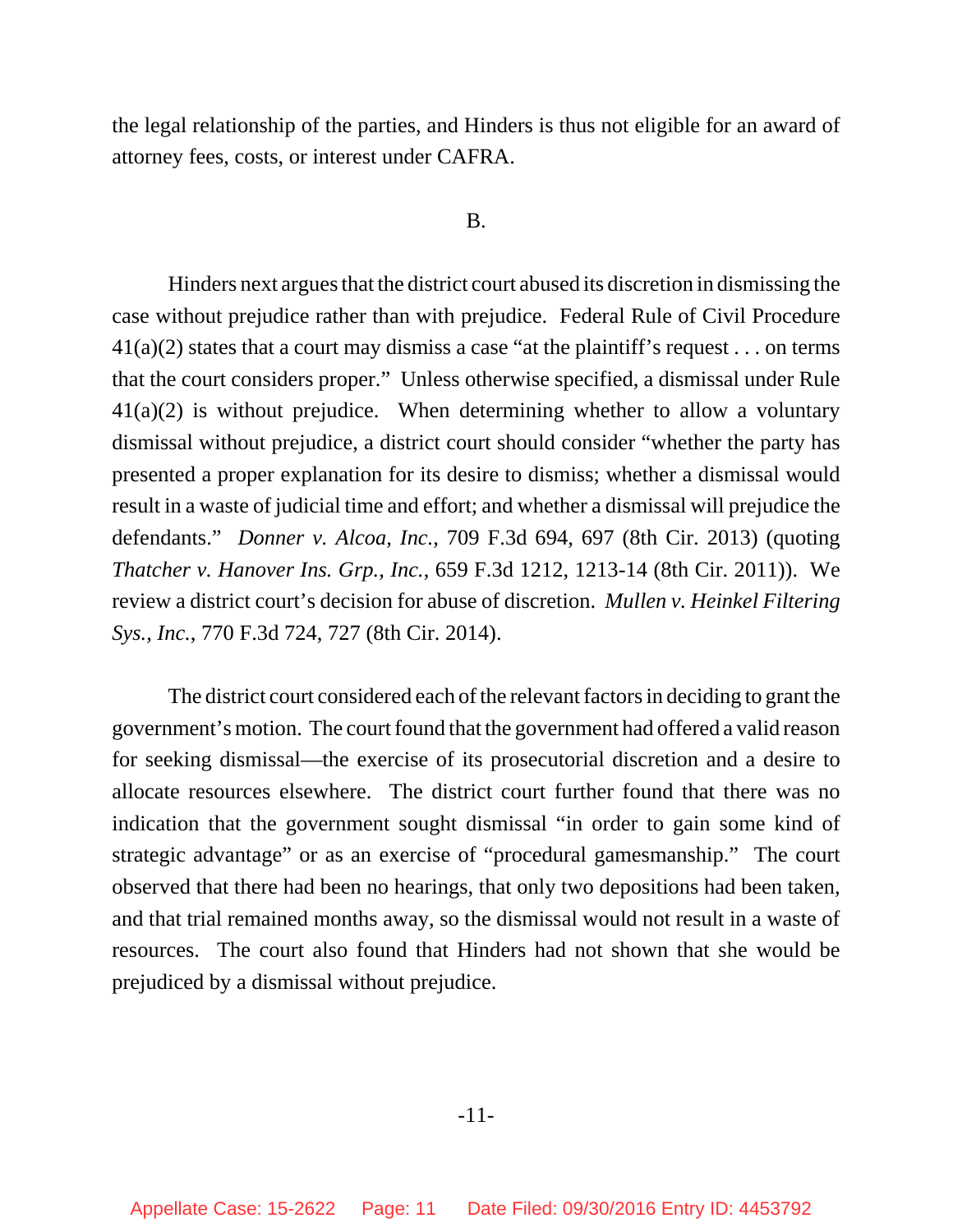the legal relationship of the parties, and Hinders is thus not eligible for an award of attorney fees, costs, or interest under CAFRA.

### B.

Hinders next argues that the district court abused its discretion in dismissing the case without prejudice rather than with prejudice. Federal Rule of Civil Procedure 41(a)(2) states that a court may dismiss a case "at the plaintiff's request . . . on terms that the court considers proper." Unless otherwise specified, a dismissal under Rule 41(a)(2) is without prejudice. When determining whether to allow a voluntary dismissal without prejudice, a district court should consider "whether the party has presented a proper explanation for its desire to dismiss; whether a dismissal would result in a waste of judicial time and effort; and whether a dismissal will prejudice the defendants." *Donner v. Alcoa, Inc.*, 709 F.3d 694, 697 (8th Cir. 2013) (quoting *Thatcher v. Hanover Ins. Grp., Inc.*, 659 F.3d 1212, 1213-14 (8th Cir. 2011)). We review a district court's decision for abuse of discretion. *Mullen v. Heinkel Filtering Sys., Inc.*, 770 F.3d 724, 727 (8th Cir. 2014).

The district court considered each of the relevant factors in deciding to grant the government's motion. The court found that the government had offered a valid reason for seeking dismissal—the exercise of its prosecutorial discretion and a desire to allocate resources elsewhere. The district court further found that there was no indication that the government sought dismissal "in order to gain some kind of strategic advantage" or as an exercise of "procedural gamesmanship." The court observed that there had been no hearings, that only two depositions had been taken, and that trial remained months away, so the dismissal would not result in a waste of resources. The court also found that Hinders had not shown that she would be prejudiced by a dismissal without prejudice.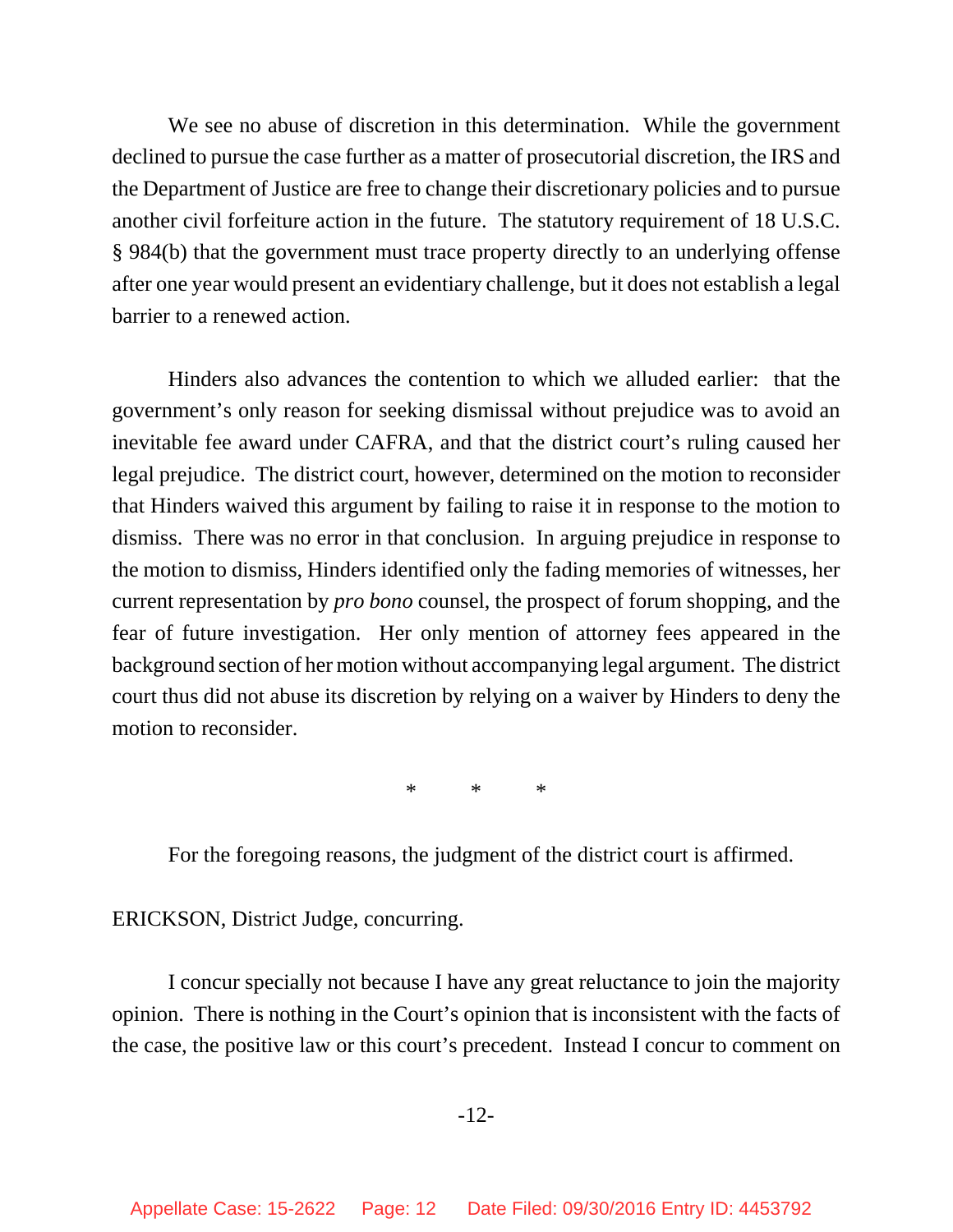We see no abuse of discretion in this determination. While the government declined to pursue the case further as a matter of prosecutorial discretion, the IRS and the Department of Justice are free to change their discretionary policies and to pursue another civil forfeiture action in the future. The statutory requirement of 18 U.S.C. § 984(b) that the government must trace property directly to an underlying offense after one year would present an evidentiary challenge, but it does not establish a legal barrier to a renewed action.

Hinders also advances the contention to which we alluded earlier: that the government's only reason for seeking dismissal without prejudice was to avoid an inevitable fee award under CAFRA, and that the district court's ruling caused her legal prejudice. The district court, however, determined on the motion to reconsider that Hinders waived this argument by failing to raise it in response to the motion to dismiss. There was no error in that conclusion. In arguing prejudice in response to the motion to dismiss, Hinders identified only the fading memories of witnesses, her current representation by *pro bono* counsel, the prospect of forum shopping, and the fear of future investigation. Her only mention of attorney fees appeared in the background section of her motion without accompanying legal argument. The district court thus did not abuse its discretion by relying on a waiver by Hinders to deny the motion to reconsider.

\* \* \*

For the foregoing reasons, the judgment of the district court is affirmed.

ERICKSON, District Judge, concurring.

I concur specially not because I have any great reluctance to join the majority opinion. There is nothing in the Court's opinion that is inconsistent with the facts of the case, the positive law or this court's precedent. Instead I concur to comment on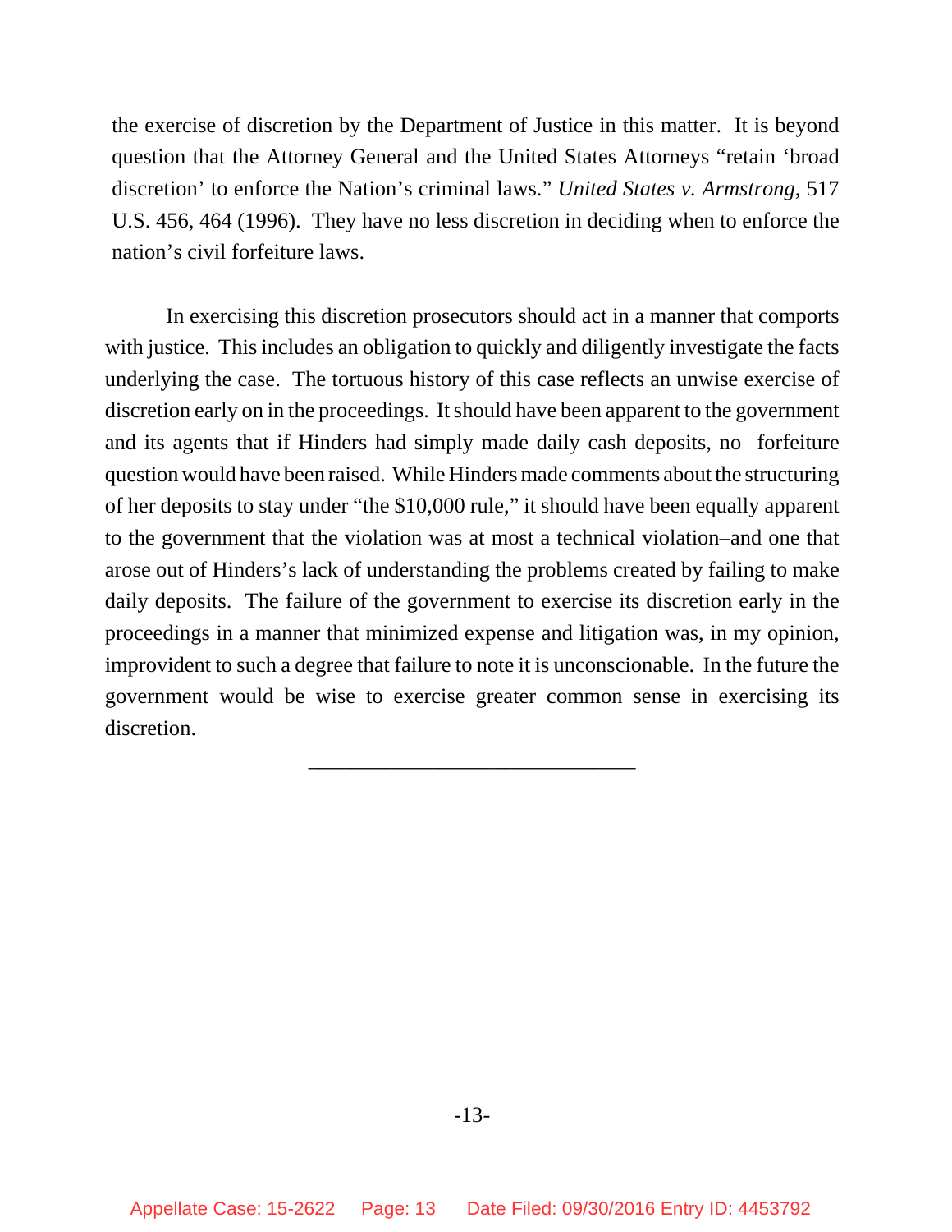the exercise of discretion by the Department of Justice in this matter. It is beyond question that the Attorney General and the United States Attorneys "retain 'broad discretion' to enforce the Nation's criminal laws." *United States v. Armstrong*, 517 U.S. 456, 464 (1996). They have no less discretion in deciding when to enforce the nation's civil forfeiture laws.

In exercising this discretion prosecutors should act in a manner that comports with justice. This includes an obligation to quickly and diligently investigate the facts underlying the case. The tortuous history of this case reflects an unwise exercise of discretion early on in the proceedings. It should have been apparent to the government and its agents that if Hinders had simply made daily cash deposits, no forfeiture question would have been raised. While Hinders made comments about the structuring of her deposits to stay under "the $10,000 rule," it should have been equally apparent to the government that the violation was at most a technical violation–and one that arose out of Hinders's lack of understanding the problems created by failing to make daily deposits. The failure of the government to exercise its discretion early in the proceedings in a manner that minimized expense and litigation was, in my opinion, improvident to such a degree that failure to note it is unconscionable. In the future the government would be wise to exercise greater common sense in exercising its discretion.

______________________________